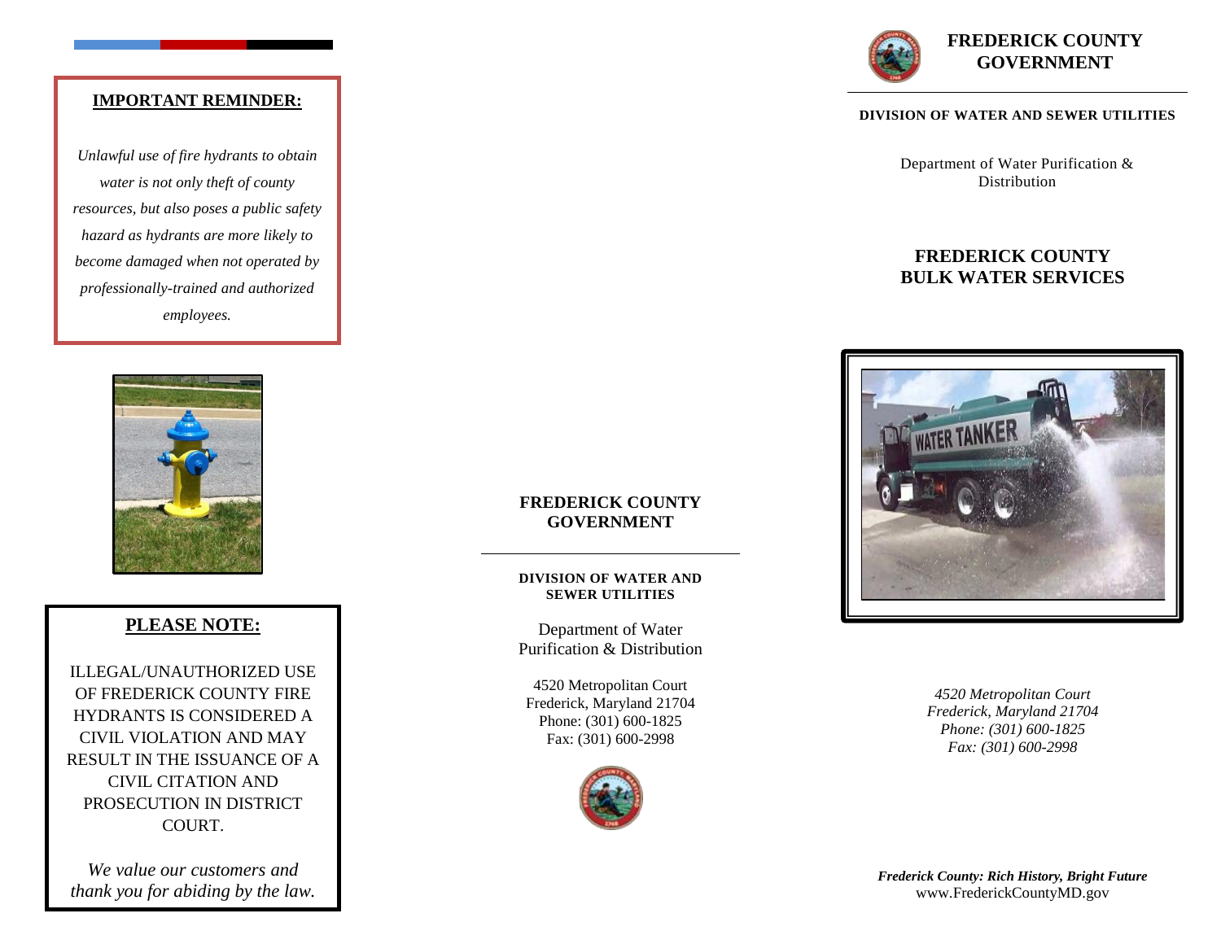**IMPORTANT REMINDER:**

*Unlawful use of fire hydrants to obtain water is not only theft of county resources, but also poses a public safety hazard as hydrants are more likely to become damaged when not operated by professionally-trained and authorized employees.*

**PLEASE NOTE:**

ILLEGAL/UNAUTHORIZED USE OF FREDERICK COUNTY FIRE HYDRANTS IS CONSIDERED A CIVIL VIOLATION AND MAY RESULT IN THE ISSUANCE OF A CIVIL CITATION AND PROSECUTION IN DISTRICT COURT.

*We value our customers and thank you for abiding by the law.*

**FREDERICK COUNTY GOVERNMENT**

**DIVISION OF WATER AND SEWER UTILITIES**

Department of Water Purification & Distribution

4520 Metropolitan Court
Frederick, Maryland 21704
Phone: (301) 600-1825
Fax: (301) 600-2998

# FREDERICK COUNTY GOVERNMENT

**DIVISION OF WATER AND SEWER UTILITIES**

Department of Water Purification & Distribution

## FREDERICK COUNTY BULK WATER SERVICES

*4520 Metropolitan Court*
*Frederick, Maryland 21704*
*Phone: (301) 600-1825*
*Fax: (301) 600-2998*

***Frederick County: Rich History, Bright Future***
www.FrederickCountyMD.gov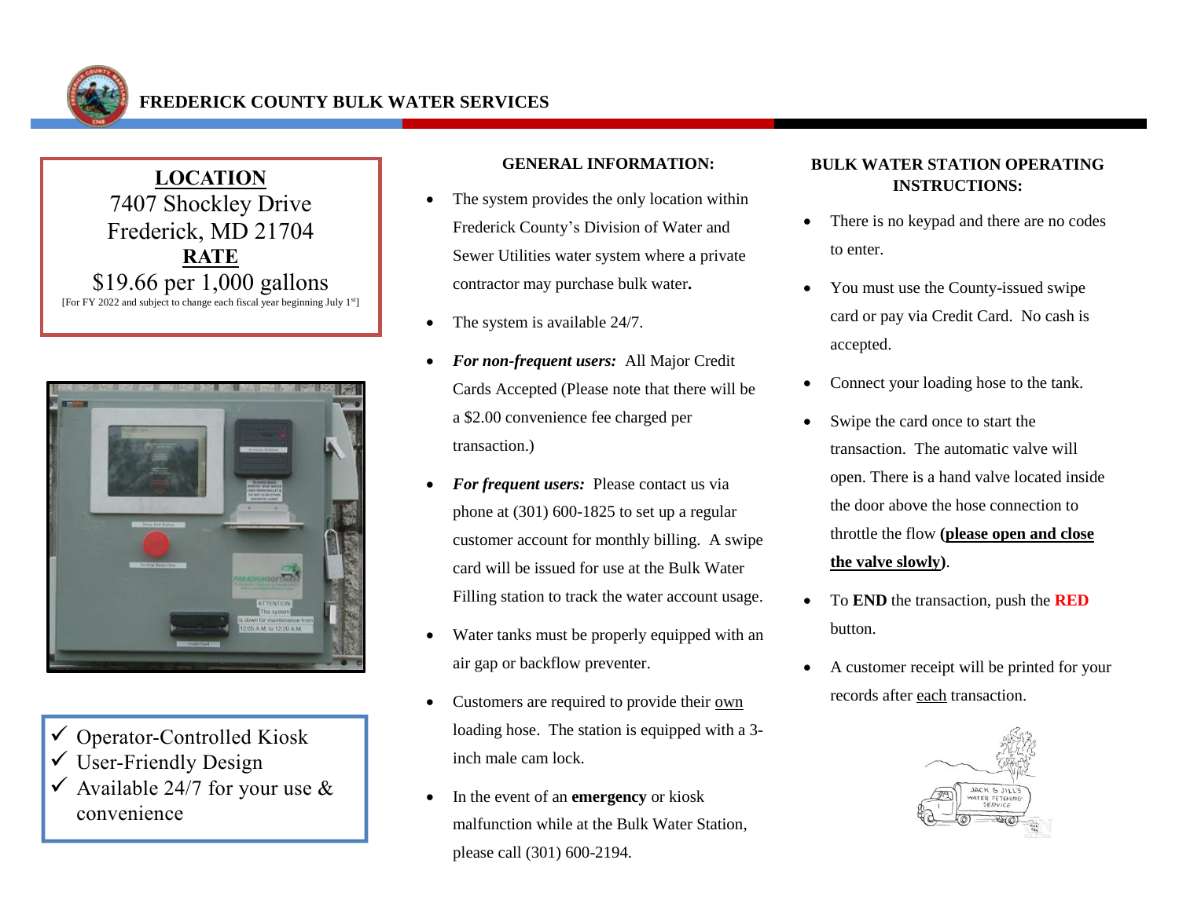# FREDERICK COUNTY BULK WATER SERVICES

**LOCATION**
7407 Shockley Drive
Frederick, MD 21704

**RATE**
$19.66 per 1,000 gallons
[For FY 2022 and subject to change each fiscal year beginning July 1st]

- ✓ Operator-Controlled Kiosk
- ✓ User-Friendly Design
- ✓ Available 24/7 for your use & convenience

## GENERAL INFORMATION:

- The system provides the only location within Frederick County's Division of Water and Sewer Utilities water system where a private contractor may purchase bulk water**.**
- The system is available 24/7.
- ***For non-frequent users:*** All Major Credit Cards Accepted (Please note that there will be a $2.00 convenience fee charged per transaction.)
- ***For frequent users:*** Please contact us via phone at (301) 600-1825 to set up a regular customer account for monthly billing. A swipe card will be issued for use at the Bulk Water Filling station to track the water account usage.
- Water tanks must be properly equipped with an air gap or backflow preventer.
- Customers are required to provide their <u>own</u> loading hose. The station is equipped with a 3-inch male cam lock.
- In the event of an **emergency** or kiosk malfunction while at the Bulk Water Station, please call (301) 600-2194.

## BULK WATER STATION OPERATING INSTRUCTIONS:

- There is no keypad and there are no codes to enter.
- You must use the County-issued swipe card or pay via Credit Card. No cash is accepted.
- Connect your loading hose to the tank.
- Swipe the card once to start the transaction. The automatic valve will open. There is a hand valve located inside the door above the hose connection to throttle the flow **(<u>please open and close the valve slowly</u>)**.
- To **END** the transaction, push the **RED** button.
- A customer receipt will be printed for your records after <u>each</u> transaction.